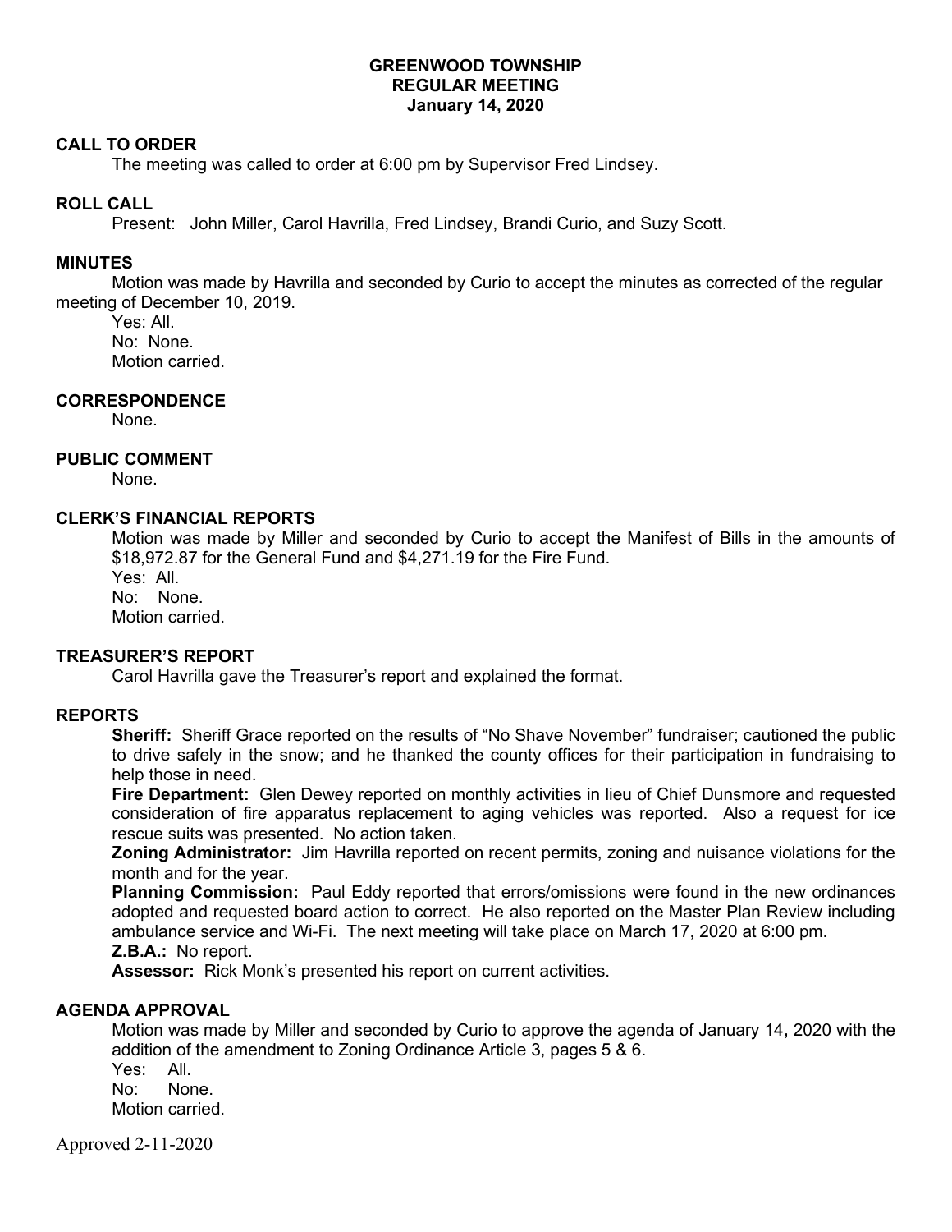# GREENWOOD TOWNSHIP
## REGULAR MEETING
### January 14, 2020

**CALL TO ORDER**

The meeting was called to order at 6:00 pm by Supervisor Fred Lindsey.

**ROLL CALL**

Present: John Miller, Carol Havrilla, Fred Lindsey, Brandi Curio, and Suzy Scott.

**MINUTES**

Motion was made by Havrilla and seconded by Curio to accept the minutes as corrected of the regular meeting of December 10, 2019.

Yes: All.
No: None.
Motion carried.

**CORRESPONDENCE**

None.

**PUBLIC COMMENT**

None.

**CLERK'S FINANCIAL REPORTS**

Motion was made by Miller and seconded by Curio to accept the Manifest of Bills in the amounts of $18,972.87 for the General Fund and $4,271.19 for the Fire Fund.

Yes: All.
No: None.
Motion carried.

**TREASURER'S REPORT**

Carol Havrilla gave the Treasurer's report and explained the format.

**REPORTS**

**Sheriff:** Sheriff Grace reported on the results of "No Shave November" fundraiser; cautioned the public to drive safely in the snow; and he thanked the county offices for their participation in fundraising to help those in need.

**Fire Department:** Glen Dewey reported on monthly activities in lieu of Chief Dunsmore and requested consideration of fire apparatus replacement to aging vehicles was reported. Also a request for ice rescue suits was presented. No action taken.

**Zoning Administrator:** Jim Havrilla reported on recent permits, zoning and nuisance violations for the month and for the year.

**Planning Commission:** Paul Eddy reported that errors/omissions were found in the new ordinances adopted and requested board action to correct. He also reported on the Master Plan Review including ambulance service and Wi-Fi. The next meeting will take place on March 17, 2020 at 6:00 pm.

**Z.B.A.:** No report.

**Assessor:** Rick Monk's presented his report on current activities.

**AGENDA APPROVAL**

Motion was made by Miller and seconded by Curio to approve the agenda of January 14**,** 2020 with the addition of the amendment to Zoning Ordinance Article 3, pages 5 & 6.

Yes: All.
No: None.
Motion carried.

Approved 2-11-2020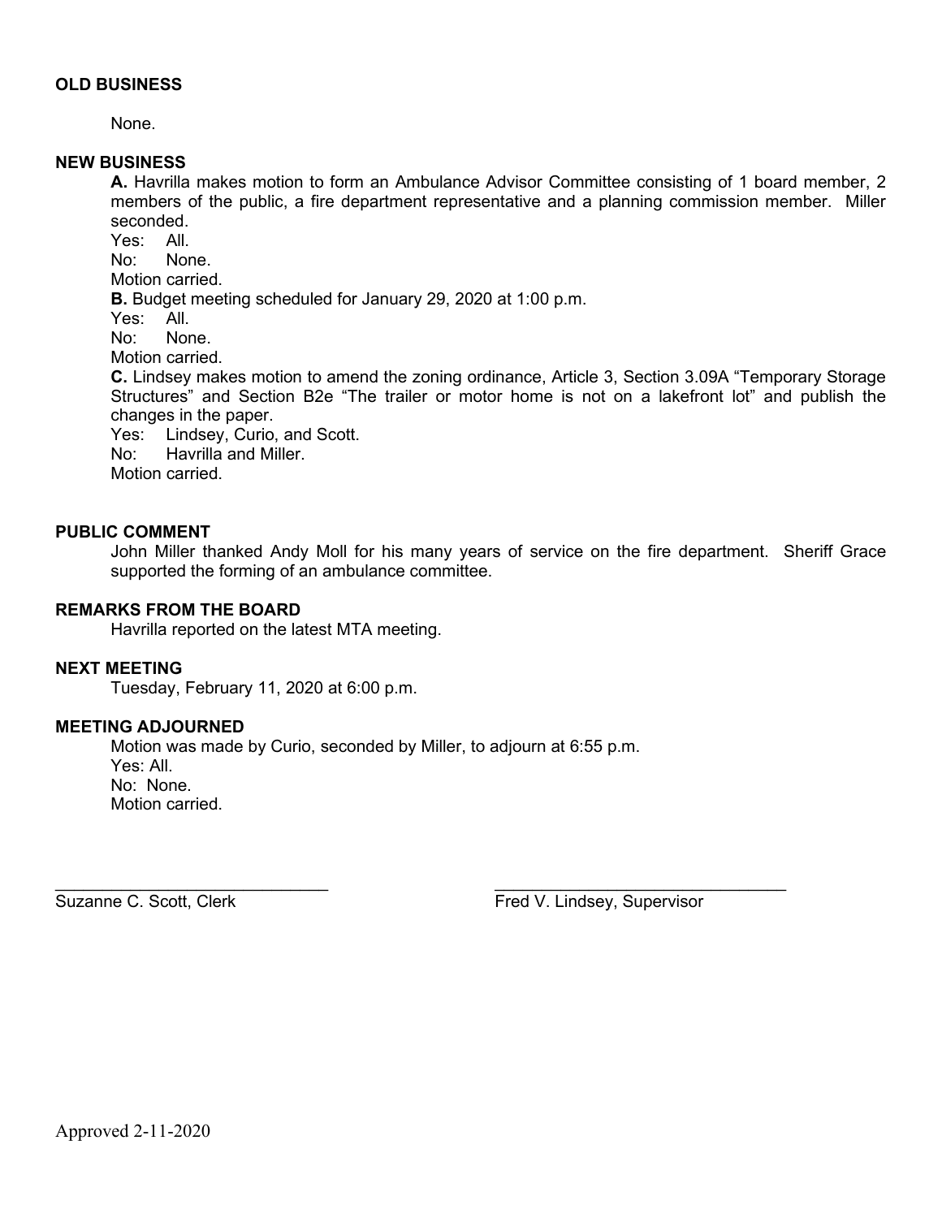**OLD BUSINESS**

None.

**NEW BUSINESS**

**A.** Havrilla makes motion to form an Ambulance Advisor Committee consisting of 1 board member, 2 members of the public, a fire department representative and a planning commission member. Miller seconded.

Yes: All.
No: None.
Motion carried.

**B.** Budget meeting scheduled for January 29, 2020 at 1:00 p.m.

Yes: All.
No: None.
Motion carried.

**C.** Lindsey makes motion to amend the zoning ordinance, Article 3, Section 3.09A "Temporary Storage Structures" and Section B2e "The trailer or motor home is not on a lakefront lot" and publish the changes in the paper.

Yes: Lindsey, Curio, and Scott.
No: Havrilla and Miller.
Motion carried.

**PUBLIC COMMENT**

John Miller thanked Andy Moll for his many years of service on the fire department. Sheriff Grace supported the forming of an ambulance committee.

**REMARKS FROM THE BOARD**

Havrilla reported on the latest MTA meeting.

**NEXT MEETING**

Tuesday, February 11, 2020 at 6:00 p.m.

**MEETING ADJOURNED**

Motion was made by Curio, seconded by Miller, to adjourn at 6:55 p.m.
Yes: All.
No: None.
Motion carried.

\_\_\_\_\_\_\_\_\_\_\_\_\_\_\_\_\_\_\_\_\_\_\_\_\_\_\_\_\_\_
Suzanne C. Scott, Clerk

\_\_\_\_\_\_\_\_\_\_\_\_\_\_\_\_\_\_\_\_\_\_\_\_\_\_\_\_\_\_
Fred V. Lindsey, Supervisor

Approved 2-11-2020